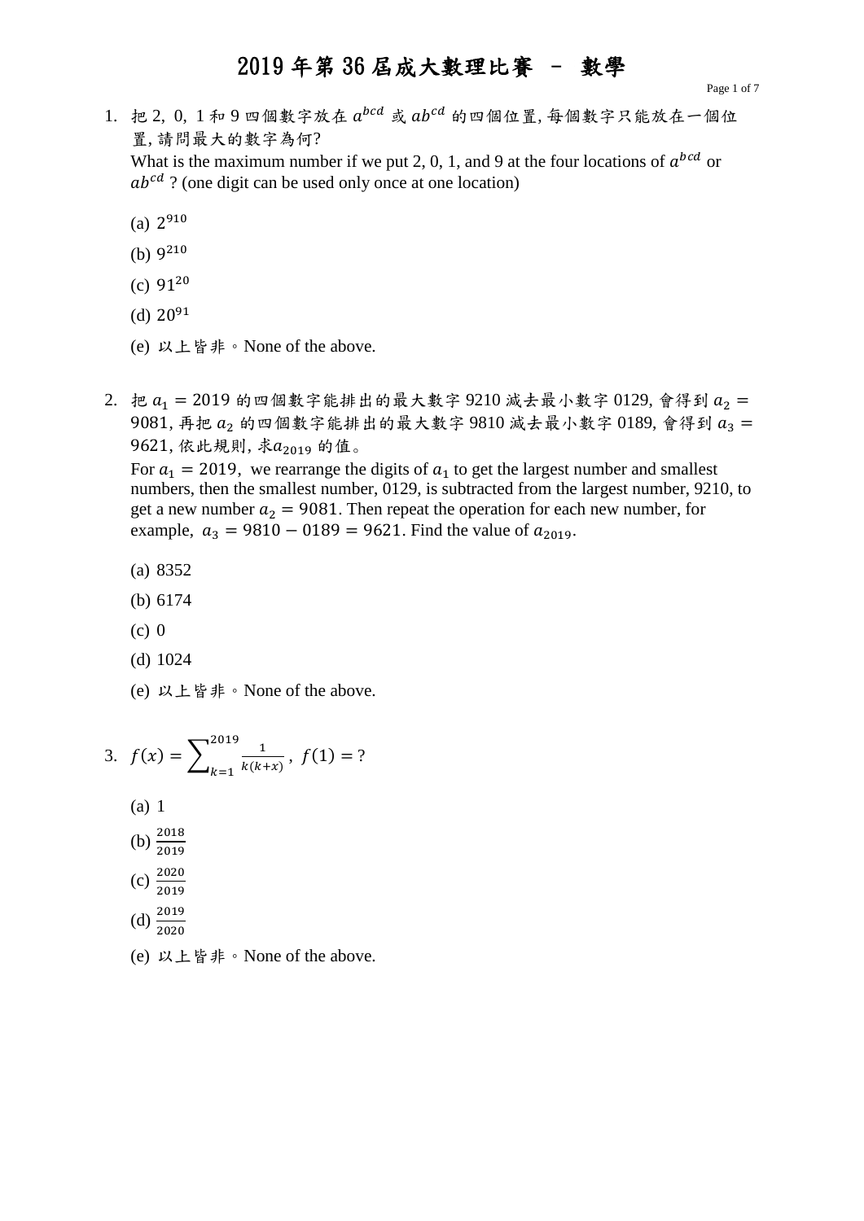# 2019 年第 36 屆成大數理比賽 － 數學

1. 把 2, 0, 1 和 9 四個數字放在 $a^{bcd}$ 或 $ab^{cd}$ 的四個位置, 每個數字只能放在一個位置, 請問最大的數字為何?
   What is the maximum number if we put 2, 0, 1, and 9 at the four locations of $a^{bcd}$ or $ab^{cd}$ ? (one digit can be used only once at one location)

   (a) $2^{910}$

   (b) $9^{210}$

   (c) $91^{20}$

   (d) $20^{91}$

   (e) 以上皆非。None of the above.

2. 把 $a_1 = 2019$ 的四個數字能排出的最大數字 9210 減去最小數字 0129, 會得到 $a_2 = 9081$, 再把 $a_2$ 的四個數字能排出的最大數字 9810 減去最小數字 0189, 會得到 $a_3 = 9621$, 依此規則, 求$a_{2019}$ 的值。
   For $a_1 = 2019$, we rearrange the digits of $a_1$ to get the largest number and smallest numbers, then the smallest number, 0129, is subtracted from the largest number, 9210, to get a new number $a_2 = 9081$. Then repeat the operation for each new number, for example, $a_3 = 9810 - 0189 = 9621$. Find the value of $a_{2019}$.

   (a) 8352

   (b) 6174

   (c) 0

   (d) 1024

   (e) 以上皆非。None of the above.

3. $f(x) = \sum_{k=1}^{2019} \frac{1}{k(k+x)}$ , $f(1) = ?$

   (a) 1

   (b) $\frac{2018}{2019}$

   (c) $\frac{2020}{2019}$

   (d) $\frac{2019}{2020}$

   (e) 以上皆非。None of the above.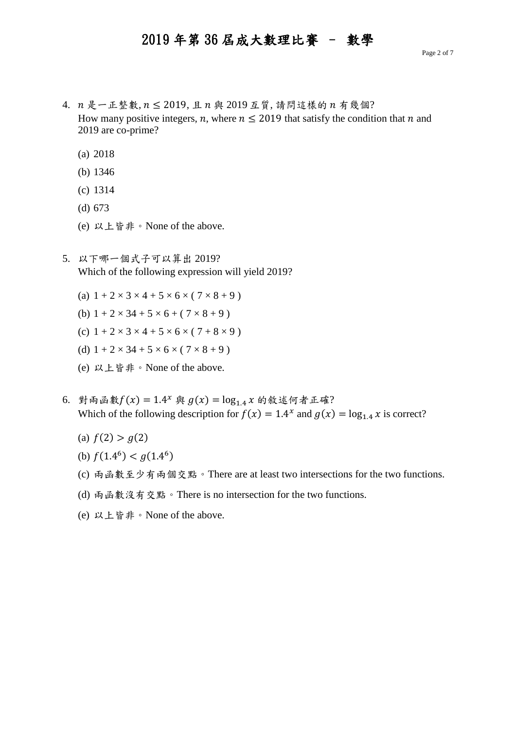4. $n$ 是一正整數, $n \leq 2019$, 且 $n$ 與 2019 互質, 請問這樣的 $n$ 有幾個?
   How many positive integers, $n$, where $n \leq 2019$ that satisfy the condition that $n$ and 2019 are co-prime?

   (a) 2018

   (b) 1346

   (c) 1314

   (d) 673

   (e) 以上皆非。None of the above.

5. 以下哪一個式子可以算出 2019?
   Which of the following expression will yield 2019?

   (a) $1 + 2 \times 3 \times 4 + 5 \times 6 \times ( 7 \times 8 + 9 )$

   (b) $1 + 2 \times 34 + 5 \times 6 + ( 7 \times 8 + 9 )$

   (c) $1 + 2 \times 3 \times 4 + 5 \times 6 \times ( 7 + 8 \times 9 )$

   (d) $1 + 2 \times 34 + 5 \times 6 \times ( 7 \times 8 + 9 )$

   (e) 以上皆非。None of the above.

6. 對兩函數 $f(x) = 1.4^x$ 與 $g(x) = \log_{1.4} x$ 的敘述何者正確?
   Which of the following description for $f(x) = 1.4^x$ and $g(x) = \log_{1.4} x$ is correct?

   (a) $f(2) > g(2)$

   (b) $f(1.4^6) < g(1.4^6)$

   (c) 兩函數至少有兩個交點。There are at least two intersections for the two functions.

   (d) 兩函數沒有交點。There is no intersection for the two functions.

   (e) 以上皆非。None of the above.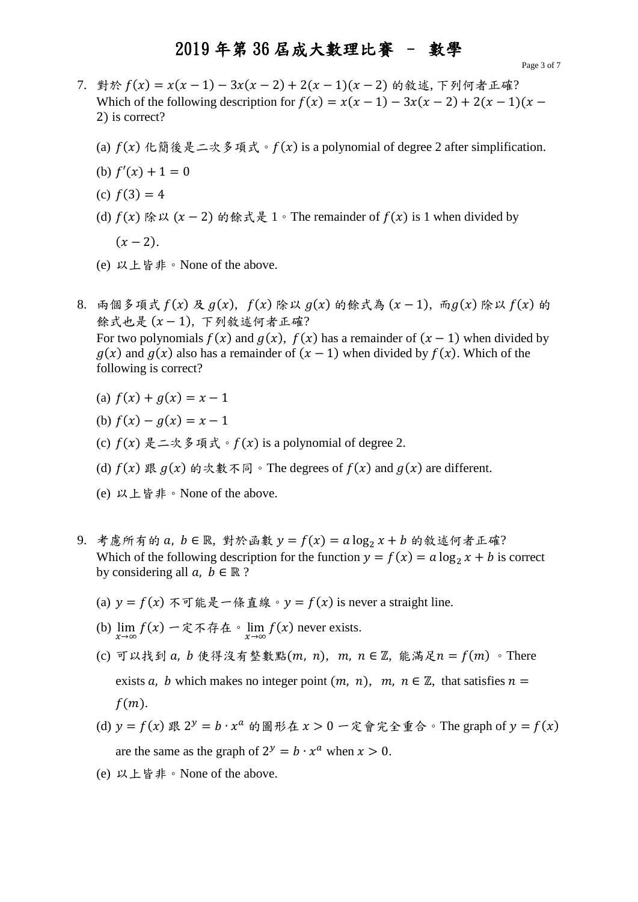# 2019 年第 36 屆成大數理比賽 － 數學

7. 對於 $f(x) = x(x-1) - 3x(x-2) + 2(x-1)(x-2)$ 的敘述, 下列何者正確?
   Which of the following description for $f(x) = x(x-1) - 3x(x-2) + 2(x-1)(x-2)$ is correct?

   (a) $f(x)$ 化簡後是二次多項式。$f(x)$ is a polynomial of degree 2 after simplification.

   (b) $f'(x) + 1 = 0$

   (c) $f(3) = 4$

   (d) $f(x)$ 除以 $(x-2)$ 的餘式是 1。The remainder of $f(x)$ is 1 when divided by $(x-2)$.

   (e) 以上皆非。None of the above.

8. 兩個多項式 $f(x)$ 及 $g(x)$, $f(x)$ 除以 $g(x)$ 的餘式為 $(x-1)$, 而$g(x)$ 除以 $f(x)$ 的餘式也是 $(x-1)$, 下列敘述何者正確?
   For two polynomials $f(x)$ and $g(x)$, $f(x)$ has a remainder of $(x-1)$ when divided by $g(x)$ and $g(x)$ also has a remainder of $(x-1)$ when divided by $f(x)$. Which of the following is correct?

   (a) $f(x) + g(x) = x - 1$

   (b) $f(x) - g(x) = x - 1$

   (c) $f(x)$ 是二次多項式。$f(x)$ is a polynomial of degree 2.

   (d) $f(x)$ 跟 $g(x)$ 的次數不同。The degrees of $f(x)$ and $g(x)$ are different.

   (e) 以上皆非。None of the above.

9. 考慮所有的 $a,\ b \in \mathbb{R}$, 對於函數 $y = f(x) = a \log_2 x + b$ 的敘述何者正確?
   Which of the following description for the function $y = f(x) = a \log_2 x + b$ is correct by considering all $a,\ b \in \mathbb{R}$ ?

   (a) $y = f(x)$ 不可能是一條直線。$y = f(x)$ is never a straight line.

   (b) $\lim_{x \to \infty} f(x)$ 一定不存在。$\lim_{x \to \infty} f(x)$ never exists.

   (c) 可以找到 $a,\ b$ 使得沒有整數點$(m,\ n)$, $m,\ n \in \mathbb{Z}$, 能滿足$n = f(m)$ 。There exists $a,\ b$ which makes no integer point $(m,\ n)$, $m,\ n \in \mathbb{Z}$, that satisfies $n = f(m)$.

   (d) $y = f(x)$ 跟 $2^y = b \cdot x^a$ 的圖形在 $x > 0$ 一定會完全重合。The graph of $y = f(x)$ are the same as the graph of $2^y = b \cdot x^a$ when $x > 0$.

   (e) 以上皆非。None of the above.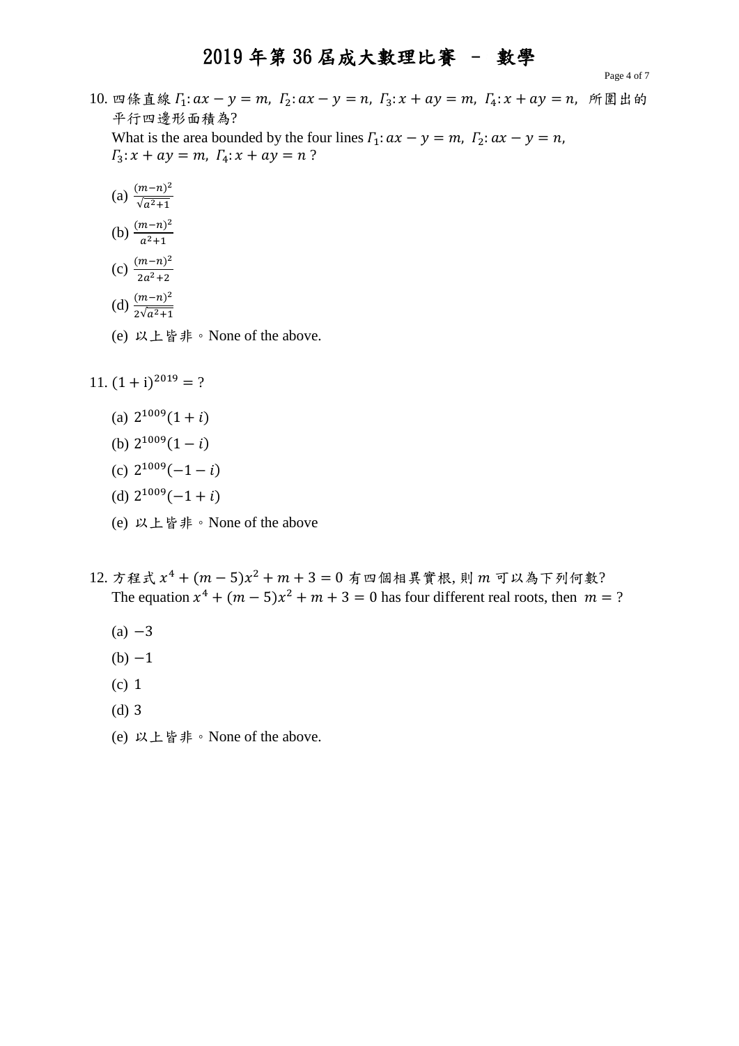# 2019 年第 36 屆成大數理比賽 - 數學

10. 四條直線 $\Gamma_1: ax - y = m,\ \Gamma_2: ax - y = n,\ \Gamma_3: x + ay = m,\ \Gamma_4: x + ay = n,$ 所圍出的平行四邊形面積為?
    What is the area bounded by the four lines $\Gamma_1: ax - y = m,\ \Gamma_2: ax - y = n,$ $\Gamma_3: x + ay = m,\ \Gamma_4: x + ay = n$ ?

    (a) $\frac{(m-n)^2}{\sqrt{a^2+1}}$

    (b) $\frac{(m-n)^2}{a^2+1}$

    (c) $\frac{(m-n)^2}{2a^2+2}$

    (d) $\frac{(m-n)^2}{2\sqrt{a^2+1}}$

    (e) 以上皆非。None of the above.

11. $(1+\mathrm{i})^{2019} = ?$

    (a) $2^{1009}(1+i)$

    (b) $2^{1009}(1-i)$

    (c) $2^{1009}(-1-i)$

    (d) $2^{1009}(-1+i)$

    (e) 以上皆非。None of the above

12. 方程式 $x^4 + (m-5)x^2 + m + 3 = 0$ 有四個相異實根, 則 $m$ 可以為下列何數?
    The equation $x^4 + (m-5)x^2 + m + 3 = 0$ has four different real roots, then $m = ?$

    (a) $-3$

    (b) $-1$

    (c) $1$

    (d) $3$

    (e) 以上皆非。None of the above.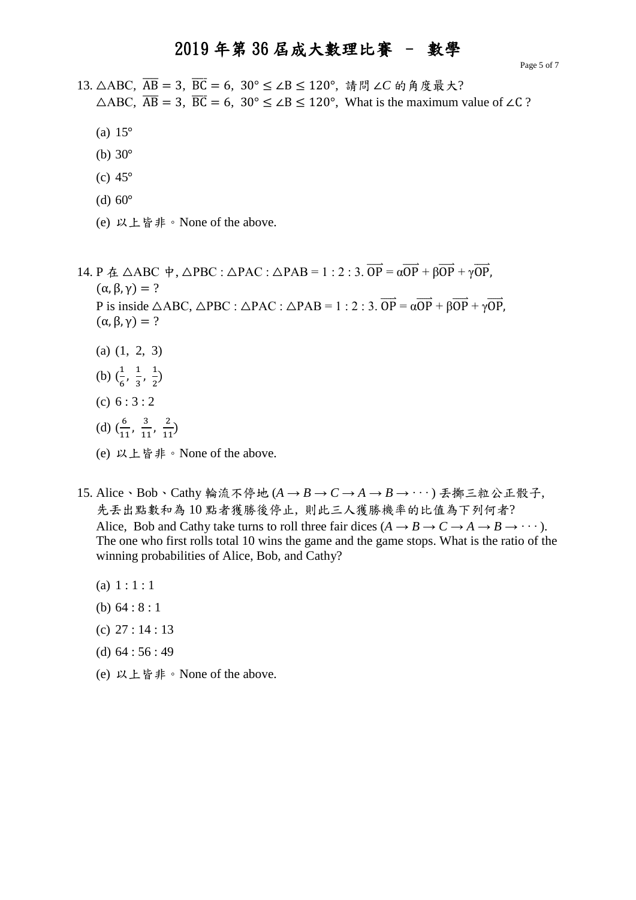# 2019 年第 36 屆成大數理比賽 － 數學

13. $\triangle$ABC, $\overline{AB} = 3$, $\overline{BC} = 6$, $30° \leq \angle B \leq 120°$, 請問 $\angle C$ 的角度最大?
$\triangle$ABC, $\overline{AB} = 3$, $\overline{BC} = 6$, $30° \leq \angle B \leq 120°$, What is the maximum value of $\angle C$ ?

    (a) 15°

    (b) 30°

    (c) 45°

    (d) 60°

    (e) 以上皆非。None of the above.

14. P 在 $\triangle$ABC 中, $\triangle$PBC : $\triangle$PAC : $\triangle$PAB = 1 : 2 : 3. $\overrightarrow{OP} = \alpha\overrightarrow{OP} + \beta\overrightarrow{OP} + \gamma\overrightarrow{OP}$,
$(\alpha, \beta, \gamma) = ?$
P is inside $\triangle$ABC, $\triangle$PBC : $\triangle$PAC : $\triangle$PAB = 1 : 2 : 3. $\overrightarrow{OP} = \alpha\overrightarrow{OP} + \beta\overrightarrow{OP} + \gamma\overrightarrow{OP}$,
$(\alpha, \beta, \gamma) = ?$

    (a) (1, 2, 3)

    (b) $(\frac{1}{6}, \frac{1}{3}, \frac{1}{2})$

    (c) 6 : 3 : 2

    (d) $(\frac{6}{11}, \frac{3}{11}, \frac{2}{11})$

    (e) 以上皆非。None of the above.

15. Alice、Bob、Cathy 輪流不停地 ($A \rightarrow B \rightarrow C \rightarrow A \rightarrow B \rightarrow \cdots$) 丟擲三粒公正骰子, 先丟出點數和為 10 點者獲勝後停止, 則此三人獲勝機率的比值為下列何者?
Alice, Bob and Cathy take turns to roll three fair dices ($A \rightarrow B \rightarrow C \rightarrow A \rightarrow B \rightarrow \cdots$). The one who first rolls total 10 wins the game and the game stops. What is the ratio of the winning probabilities of Alice, Bob, and Cathy?

    (a) 1 : 1 : 1

    (b) 64 : 8 : 1

    (c) 27 : 14 : 13

    (d) 64 : 56 : 49

    (e) 以上皆非。None of the above.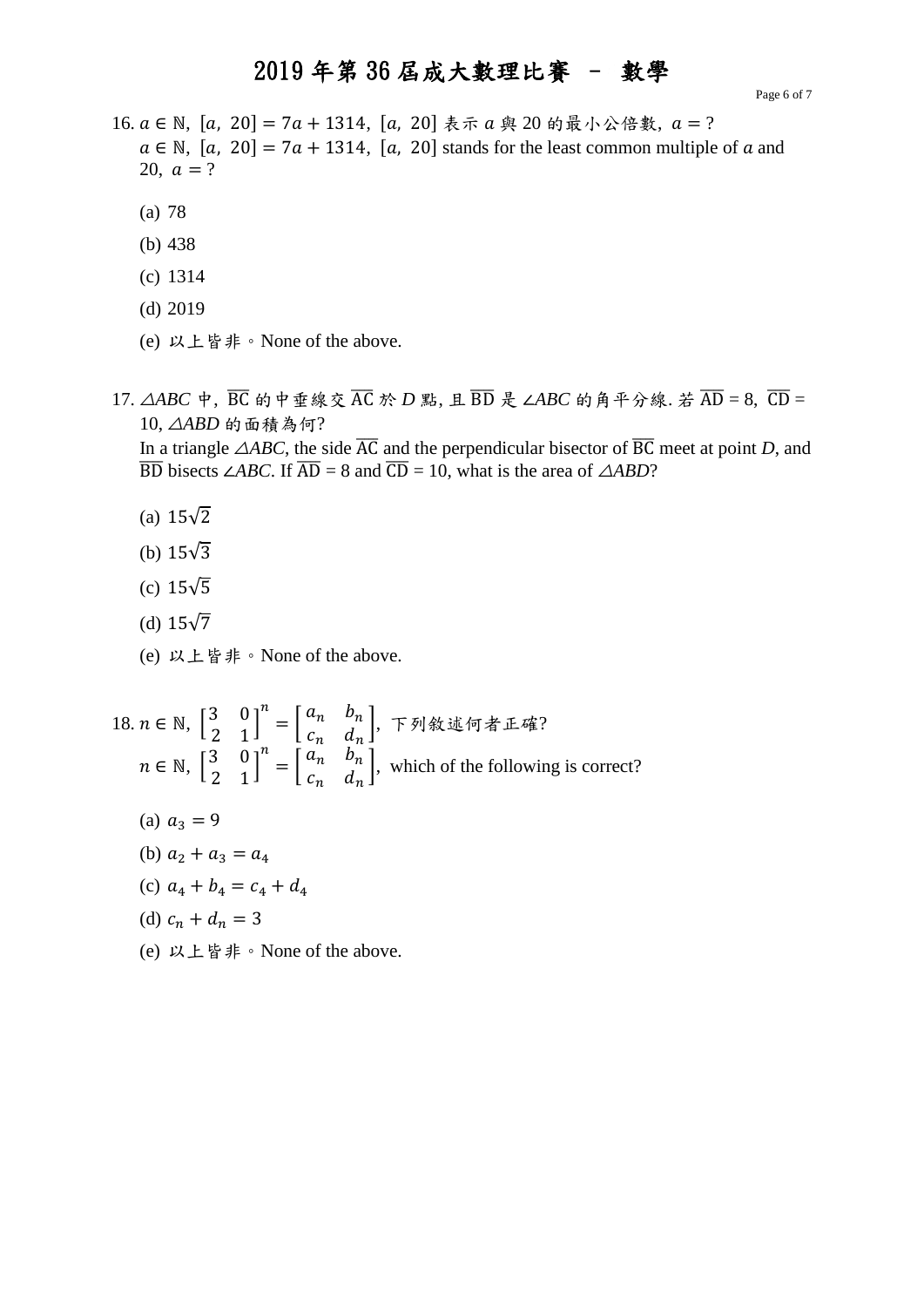# 2019 年第 36 屆成大數理比賽 － 數學

16. $a \in \mathbb{N}$, $[a,\ 20] = 7a + 1314$, $[a,\ 20]$ 表示 $a$ 與 20 的最小公倍數, $a = ?$
   $a \in \mathbb{N}$, $[a,\ 20] = 7a + 1314$, $[a,\ 20]$ stands for the least common multiple of $a$ and 20, $a = ?$

   (a) 78

   (b) 438

   (c) 1314

   (d) 2019

   (e) 以上皆非。None of the above.

17. $\triangle ABC$ 中, $\overline{BC}$ 的中垂線交 $\overline{AC}$ 於 $D$ 點, 且 $\overline{BD}$ 是 $\angle ABC$ 的角平分線. 若 $\overline{AD} = 8$, $\overline{CD} = 10$, $\triangle ABD$ 的面積為何?
   In a triangle $\triangle ABC$, the side $\overline{AC}$ and the perpendicular bisector of $\overline{BC}$ meet at point $D$, and $\overline{BD}$ bisects $\angle ABC$. If $\overline{AD} = 8$ and $\overline{CD} = 10$, what is the area of $\triangle ABD$?

   (a) $15\sqrt{2}$

   (b) $15\sqrt{3}$

   (c) $15\sqrt{5}$

   (d) $15\sqrt{7}$

   (e) 以上皆非。None of the above.

18. $n \in \mathbb{N}$, $\begin{bmatrix} 3 & 0 \\ 2 & 1 \end{bmatrix}^n = \begin{bmatrix} a_n & b_n \\ c_n & d_n \end{bmatrix}$, 下列敘述何者正確?
   $n \in \mathbb{N}$, $\begin{bmatrix} 3 & 0 \\ 2 & 1 \end{bmatrix}^n = \begin{bmatrix} a_n & b_n \\ c_n & d_n \end{bmatrix}$, which of the following is correct?

   (a) $a_3 = 9$

   (b) $a_2 + a_3 = a_4$

   (c) $a_4 + b_4 = c_4 + d_4$

   (d) $c_n + d_n = 3$

   (e) 以上皆非。None of the above.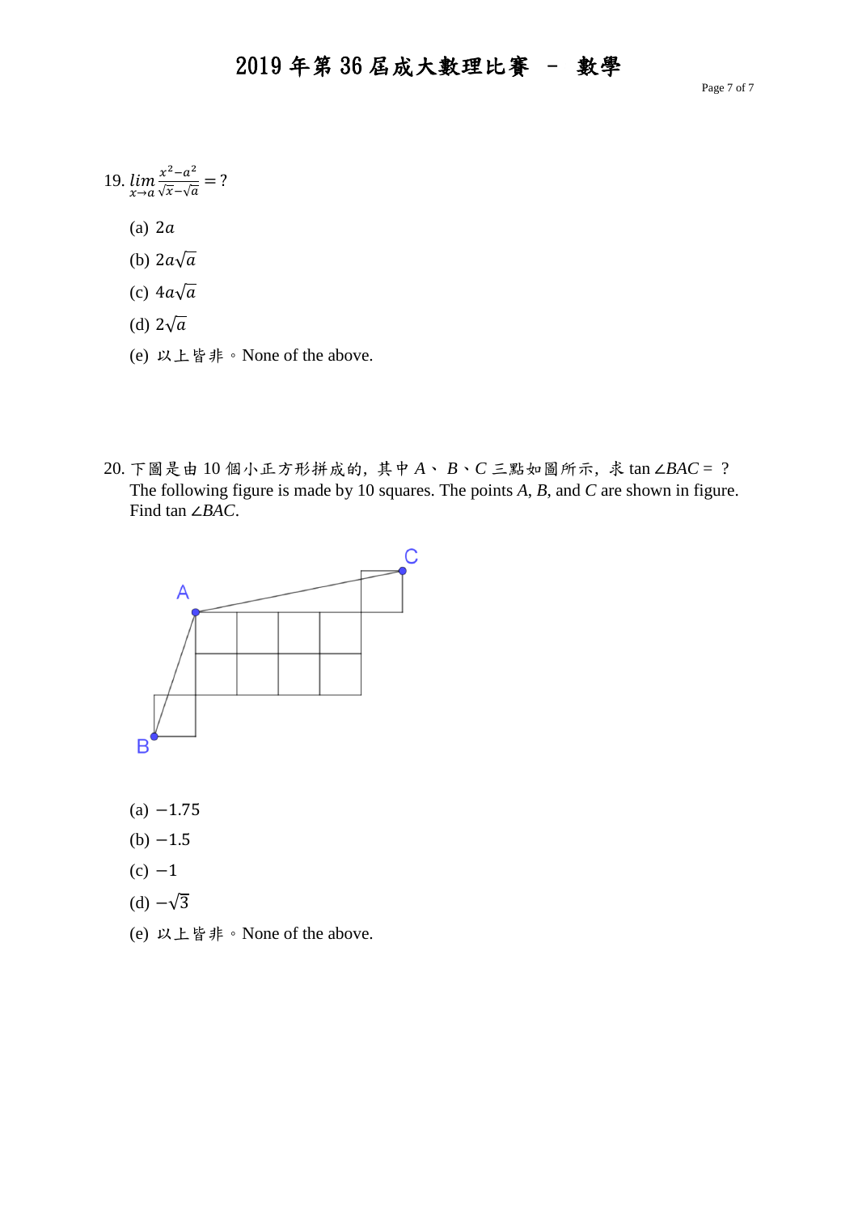19. $\lim_{x \to a} \dfrac{x^2 - a^2}{\sqrt{x} - \sqrt{a}} = ?$

(a) $2a$

(b) $2a\sqrt{a}$

(c) $4a\sqrt{a}$

(d) $2\sqrt{a}$

(e) 以上皆非。None of the above.

20. 下圖是由 10 個小正方形拼成的，其中 $A$、$B$、$C$ 三點如圖所示，求 $\tan \angle BAC = ?$
The following figure is made by 10 squares. The points $A$, $B$, and $C$ are shown in figure. Find $\tan \angle BAC$.

(a) $-1.75$

(b) $-1.5$

(c) $-1$

(d) $-\sqrt{3}$

(e) 以上皆非。None of the above.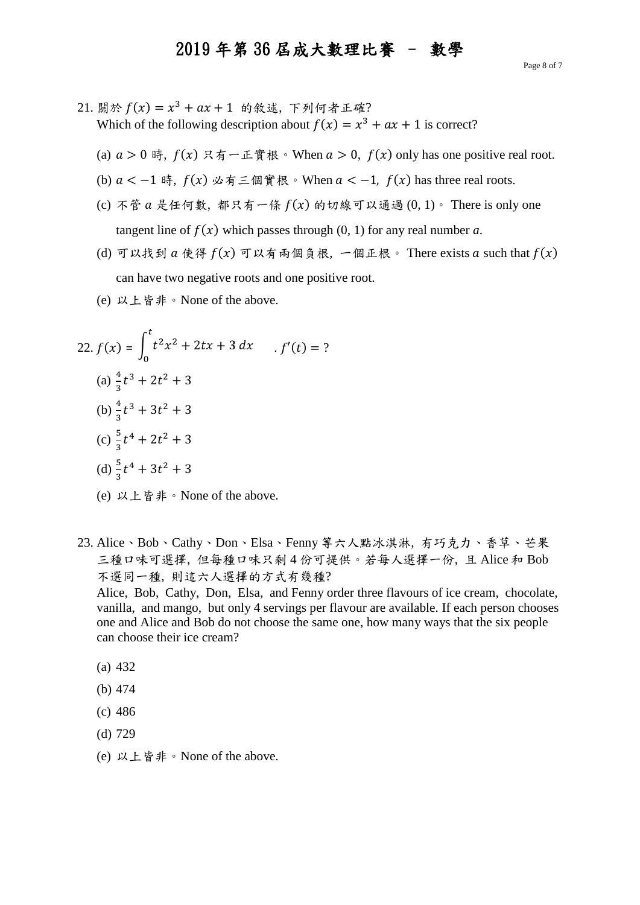21. 關於 $f(x) = x^3 + ax + 1$ 的敘述，下列何者正確?
Which of the following description about $f(x) = x^3 + ax + 1$ is correct?

(a) $a > 0$ 時，$f(x)$ 只有一正實根。When $a > 0$, $f(x)$ only has one positive real root.

(b) $a < -1$ 時，$f(x)$ 必有三個實根。When $a < -1$, $f(x)$ has three real roots.

(c) 不管 $a$ 是任何數，都只有一條 $f(x)$ 的切線可以通過 (0, 1)。 There is only one tangent line of $f(x)$ which passes through (0, 1) for any real number $a$.

(d) 可以找到 $a$ 使得 $f(x)$ 可以有兩個負根，一個正根。 There exists $a$ such that $f(x)$ can have two negative roots and one positive root.

(e) 以上皆非。None of the above.

22. $f(x) = \int_0^t t^2x^2 + 2tx + 3\, dx$ . $f'(t) = ?$

(a) $\frac{4}{3}t^3 + 2t^2 + 3$

(b) $\frac{4}{3}t^3 + 3t^2 + 3$

(c) $\frac{5}{3}t^4 + 2t^2 + 3$

(d) $\frac{5}{3}t^4 + 3t^2 + 3$

(e) 以上皆非。None of the above.

23. Alice、Bob、Cathy、Don、Elsa、Fenny 等六人點冰淇淋，有巧克力、香草、芒果三種口味可選擇，但每種口味只剩 4 份可提供。若每人選擇一份，且 Alice 和 Bob 不選同一種，則這六人選擇的方式有幾種?
Alice, Bob, Cathy, Don, Elsa, and Fenny order three flavours of ice cream, chocolate, vanilla, and mango, but only 4 servings per flavour are available. If each person chooses one and Alice and Bob do not choose the same one, how many ways that the six people can choose their ice cream?

(a) 432

(b) 474

(c) 486

(d) 729

(e) 以上皆非。None of the above.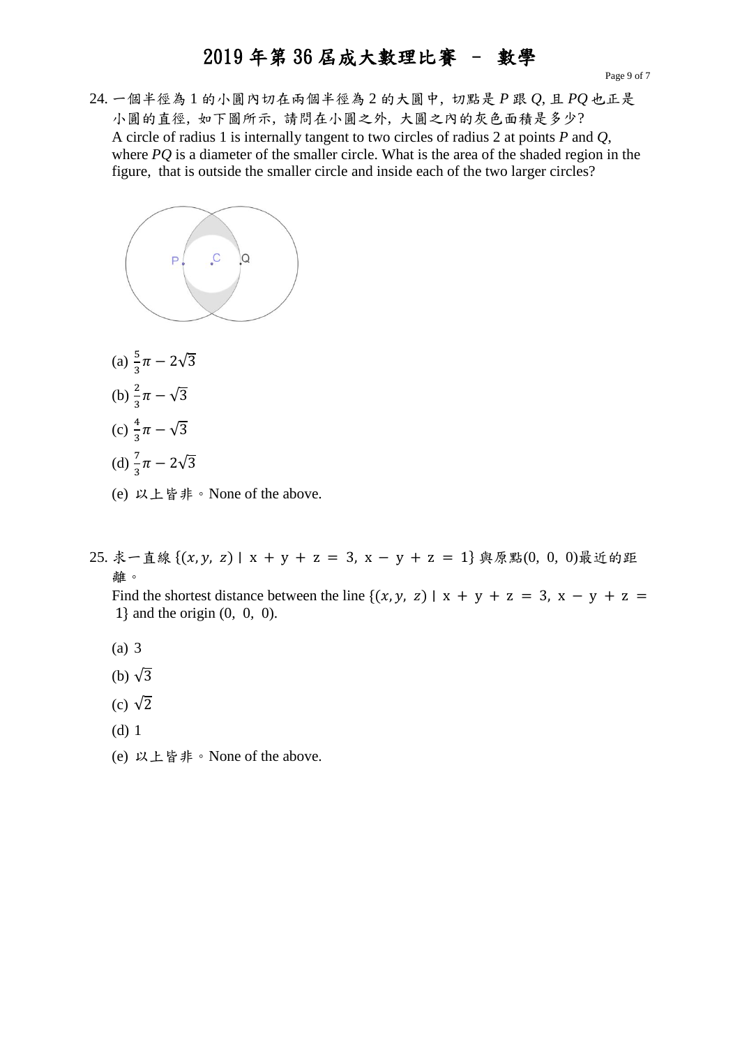24. 一個半徑為 1 的小圓內切在兩個半徑為 2 的大圓中，切點是 $P$ 跟 $Q$，且 $PQ$ 也正是小圓的直徑，如下圖所示，請問在小圓之外，大圓之內的灰色面積是多少?
A circle of radius 1 is internally tangent to two circles of radius 2 at points $P$ and $Q$, where $PQ$ is a diameter of the smaller circle. What is the area of the shaded region in the figure, that is outside the smaller circle and inside each of the two larger circles?

P C Q

(a) $\frac{5}{3}\pi - 2\sqrt{3}$

(b) $\frac{2}{3}\pi - \sqrt{3}$

(c) $\frac{4}{3}\pi - \sqrt{3}$

(d) $\frac{7}{3}\pi - 2\sqrt{3}$

(e) 以上皆非。None of the above.

25. 求一直線 $\{(x, y, z) \mid x + y + z = 3,\ x - y + z = 1\}$ 與原點$(0, 0, 0)$最近的距離。
Find the shortest distance between the line $\{(x, y, z) \mid x + y + z = 3,\ x - y + z = 1\}$ and the origin $(0, 0, 0)$.

(a) 3

(b) $\sqrt{3}$

(c) $\sqrt{2}$

(d) 1

(e) 以上皆非。None of the above.